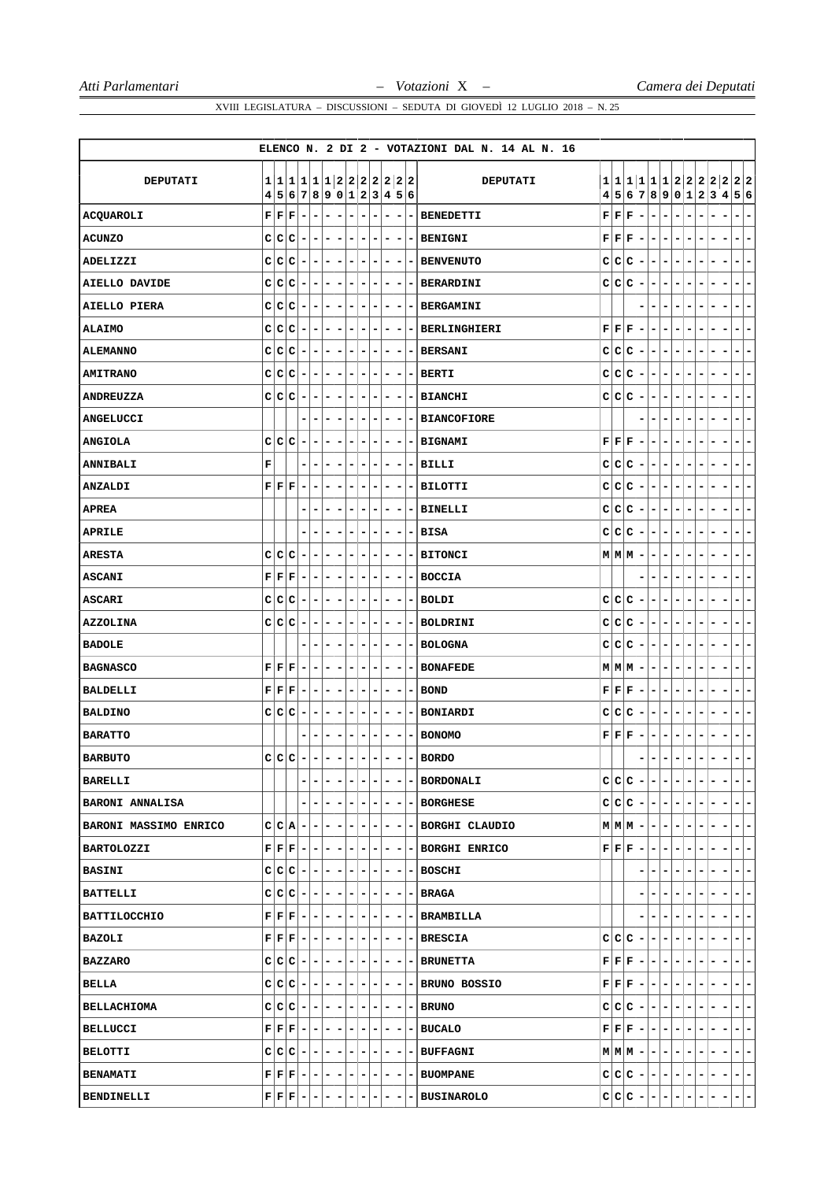XVIII LEGISLATURA – DISCUSSIONI – SEDUTA DI GIOVEDÌ 12 LUGLIO 2018 – N. 25

ELENCO N. 2 DI 2 - VOTAZIONI DAL N. 14 AL N. 16

| DEPUTATI | 14 | 15 | 16 | 17 | 18 | 19 | 20 | 21 | 22 | 23 | 24 | 25 | 26 | DEPUTATI | 14 | 15 | 16 | 17 | 18 | 19 | 20 | 21 | 22 | 23 | 24 | 25 | 26 |
|---|---|---|---|---|---|---|---|---|---|---|---|---|---|---|---|---|---|---|---|---|---|---|---|---|---|---|---|
| ACQUAROLI | F | F | F | - | - | - | - | - | - | - | - | - | - | BENEDETTI | F | F | F | - | - | - | - | - | - | - | - | - | - |
| ACUNZO | C | C | C | - | - | - | - | - | - | - | - | - | - | BENIGNI | F | F | F | - | - | - | - | - | - | - | - | - | - |
| ADELIZZI | C | C | C | - | - | - | - | - | - | - | - | - | - | BENVENUTO | C | C | C | - | - | - | - | - | - | - | - | - | - |
| AIELLO DAVIDE | C | C | C | - | - | - | - | - | - | - | - | - | - | BERARDINI | C | C | C | - | - | - | - | - | - | - | - | - | - |
| AIELLO PIERA | C | C | C | - | - | - | - | - | - | - | - | - | - | BERGAMINI | | | | - | - | - | - | - | - | - | - | - | - |
| ALAIMO | C | C | C | - | - | - | - | - | - | - | - | - | - | BERLINGHIERI | F | F | F | - | - | - | - | - | - | - | - | - | - |
| ALEMANNO | C | C | C | - | - | - | - | - | - | - | - | - | - | BERSANI | C | C | C | - | - | - | - | - | - | - | - | - | - |
| AMITRANO | C | C | C | - | - | - | - | - | - | - | - | - | - | BERTI | C | C | C | - | - | - | - | - | - | - | - | - | - |
| ANDREUZZA | C | C | C | - | - | - | - | - | - | - | - | - | - | BIANCHI | C | C | C | - | - | - | - | - | - | - | - | - | - |
| ANGELUCCI | | | | - | - | - | - | - | - | - | - | - | - | BIANCOFIORE | | | | - | - | - | - | - | - | - | - | - | - |
| ANGIOLA | C | C | C | - | - | - | - | - | - | - | - | - | - | BIGNAMI | F | F | F | - | - | - | - | - | - | - | - | - | - |
| ANNIBALI | F | | | - | - | - | - | - | - | - | - | - | - | BILLI | C | C | C | - | - | - | - | - | - | - | - | - | - |
| ANZALDI | F | F | F | - | - | - | - | - | - | - | - | - | - | BILOTTI | C | C | C | - | - | - | - | - | - | - | - | - | - |
| APREA | | | | - | - | - | - | - | - | - | - | - | - | BINELLI | C | C | C | - | - | - | - | - | - | - | - | - | - |
| APRILE | | | | - | - | - | - | - | - | - | - | - | - | BISA | C | C | C | - | - | - | - | - | - | - | - | - | - |
| ARESTA | C | C | C | - | - | - | - | - | - | - | - | - | - | BITONCI | M | M | M | - | - | - | - | - | - | - | - | - | - |
| ASCANI | F | F | F | - | - | - | - | - | - | - | - | - | - | BOCCIA | | | | - | - | - | - | - | - | - | - | - | - |
| ASCARI | C | C | C | - | - | - | - | - | - | - | - | - | - | BOLDI | C | C | C | - | - | - | - | - | - | - | - | - | - |
| AZZOLINA | C | C | C | - | - | - | - | - | - | - | - | - | - | BOLDRINI | C | C | C | - | - | - | - | - | - | - | - | - | - |
| BADOLE | | | | - | - | - | - | - | - | - | - | - | - | BOLOGNA | C | C | C | - | - | - | - | - | - | - | - | - | - |
| BAGNASCO | F | F | F | - | - | - | - | - | - | - | - | - | - | BONAFEDE | M | M | M | - | - | - | - | - | - | - | - | - | - |
| BALDELLI | F | F | F | - | - | - | - | - | - | - | - | - | - | BOND | F | F | F | - | - | - | - | - | - | - | - | - | - |
| BALDINO | C | C | C | - | - | - | - | - | - | - | - | - | - | BONIARDI | C | C | C | - | - | - | - | - | - | - | - | - | - |
| BARATTO | | | | - | - | - | - | - | - | - | - | - | - | BONOMO | F | F | F | - | - | - | - | - | - | - | - | - | - |
| BARBUTO | C | C | C | - | - | - | - | - | - | - | - | - | - | BORDO | | | | - | - | - | - | - | - | - | - | - | - |
| BARELLI | | | | - | - | - | - | - | - | - | - | - | - | BORDONALI | C | C | C | - | - | - | - | - | - | - | - | - | - |
| BARONI ANNALISA | | | | - | - | - | - | - | - | - | - | - | - | BORGHESE | C | C | C | - | - | - | - | - | - | - | - | - | - |
| BARONI MASSIMO ENRICO | C | C | A | - | - | - | - | - | - | - | - | - | - | BORGHI CLAUDIO | M | M | M | - | - | - | - | - | - | - | - | - | - |
| BARTOLOZZI | F | F | F | - | - | - | - | - | - | - | - | - | - | BORGHI ENRICO | F | F | F | - | - | - | - | - | - | - | - | - | - |
| BASINI | C | C | C | - | - | - | - | - | - | - | - | - | - | BOSCHI | | | | - | - | - | - | - | - | - | - | - | - |
| BATTELLI | C | C | C | - | - | - | - | - | - | - | - | - | - | BRAGA | | | | - | - | - | - | - | - | - | - | - | - |
| BATTILOCCHIO | F | F | F | - | - | - | - | - | - | - | - | - | - | BRAMBILLA | | | | - | - | - | - | - | - | - | - | - | - |
| BAZOLI | F | F | F | - | - | - | - | - | - | - | - | - | - | BRESCIA | C | C | C | - | - | - | - | - | - | - | - | - | - |
| BAZZARO | C | C | C | - | - | - | - | - | - | - | - | - | - | BRUNETTA | F | F | F | - | - | - | - | - | - | - | - | - | - |
| BELLA | C | C | C | - | - | - | - | - | - | - | - | - | - | BRUNO BOSSIO | F | F | F | - | - | - | - | - | - | - | - | - | - |
| BELLACHIOMA | C | C | C | - | - | - | - | - | - | - | - | - | - | BRUNO | C | C | C | - | - | - | - | - | - | - | - | - | - |
| BELLUCCI | F | F | F | - | - | - | - | - | - | - | - | - | - | BUCALO | F | F | F | - | - | - | - | - | - | - | - | - | - |
| BELOTTI | C | C | C | - | - | - | - | - | - | - | - | - | - | BUFFAGNI | M | M | M | - | - | - | - | - | - | - | - | - | - |
| BENAMATI | F | F | F | - | - | - | - | - | - | - | - | - | - | BUOMPANE | C | C | C | - | - | - | - | - | - | - | - | - | - |
| BENDINELLI | F | F | F | - | - | - | - | - | - | - | - | - | - | BUSINAROLO | C | C | C | - | - | - | - | - | - | - | - | - | - |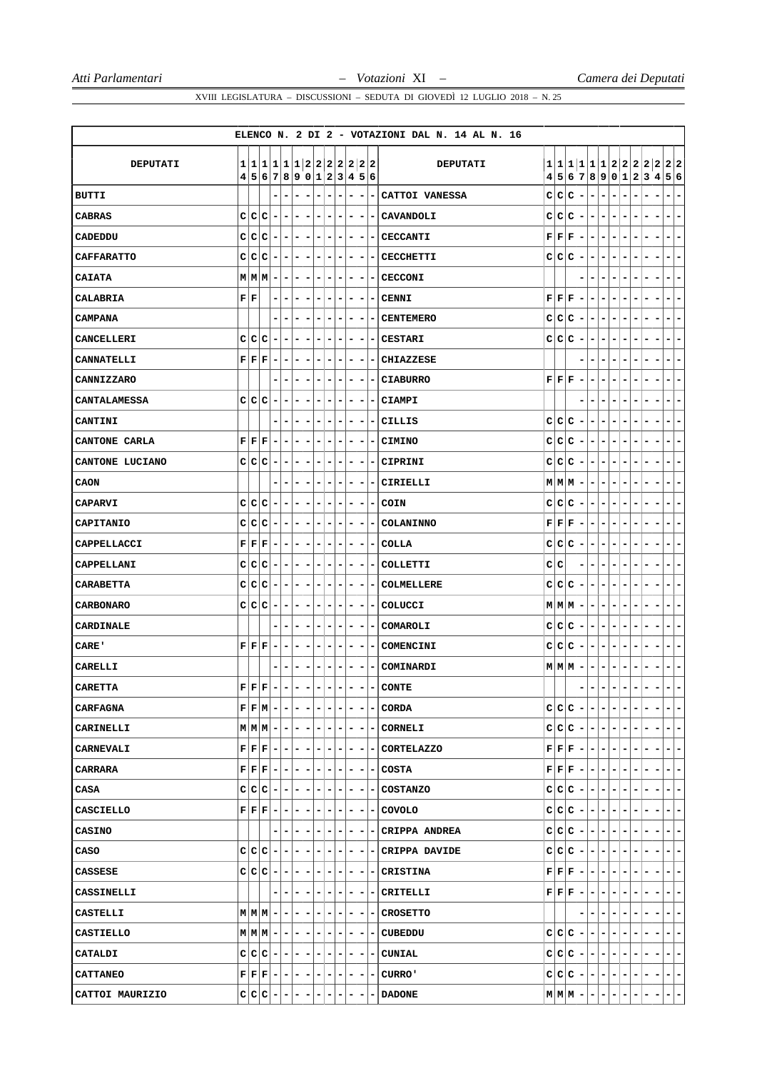ELENCO N. 2 DI 2 - VOTAZIONI DAL N. 14 AL N. 16

| DEPUTATI | 14 | 15 | 16 | 17 | 18 | 19 | 20 | 21 | 22 | 23 | 24 | 25 | 26 | DEPUTATI | 14 | 15 | 16 | 17 | 18 | 19 | 20 | 21 | 22 | 23 | 24 | 25 | 26 |
|---|---|---|---|---|---|---|---|---|---|---|---|---|---|---|---|---|---|---|---|---|---|---|---|---|---|---|---|
| BUTTI | | | | - | - | - | - | - | - | - | - | - | - | CATTOI VANESSA | C | C | C | - | - | - | - | - | - | - | - | - | - |
| CABRAS | C | C | C | - | - | - | - | - | - | - | - | - | - | CAVANDOLI | C | C | C | - | - | - | - | - | - | - | - | - | - |
| CADEDDU | C | C | C | - | - | - | - | - | - | - | - | - | - | CECCANTI | F | F | F | - | - | - | - | - | - | - | - | - | - |
| CAFFARATTO | C | C | C | - | - | - | - | - | - | - | - | - | - | CECCHETTI | C | C | C | - | - | - | - | - | - | - | - | - | - |
| CAIATA | M | M | M | - | - | - | - | - | - | - | - | - | - | CECCONI | | | | - | - | - | - | - | - | - | - | - | - |
| CALABRIA | F | F | | - | - | - | - | - | - | - | - | - | - | CENNI | F | F | F | - | - | - | - | - | - | - | - | - | - |
| CAMPANA | | | | - | - | - | - | - | - | - | - | - | - | CENTEMERO | C | C | C | - | - | - | - | - | - | - | - | - | - |
| CANCELLERI | C | C | C | - | - | - | - | - | - | - | - | - | - | CESTARI | C | C | C | - | - | - | - | - | - | - | - | - | - |
| CANNATELLI | F | F | F | - | - | - | - | - | - | - | - | - | - | CHIAZZESE | | | | - | - | - | - | - | - | - | - | - | - |
| CANNIZZARO | | | | - | - | - | - | - | - | - | - | - | - | CIABURRO | F | F | F | - | - | - | - | - | - | - | - | - | - |
| CANTALAMESSA | C | C | C | - | - | - | - | - | - | - | - | - | - | CIAMPI | | | | - | - | - | - | - | - | - | - | - | - |
| CANTINI | | | | - | - | - | - | - | - | - | - | - | - | CILLIS | C | C | C | - | - | - | - | - | - | - | - | - | - |
| CANTONE CARLA | F | F | F | - | - | - | - | - | - | - | - | - | - | CIMINO | C | C | C | - | - | - | - | - | - | - | - | - | - |
| CANTONE LUCIANO | C | C | C | - | - | - | - | - | - | - | - | - | - | CIPRINI | C | C | C | - | - | - | - | - | - | - | - | - | - |
| CAON | | | | - | - | - | - | - | - | - | - | - | - | CIRIELLI | M | M | M | - | - | - | - | - | - | - | - | - | - |
| CAPARVI | C | C | C | - | - | - | - | - | - | - | - | - | - | COIN | C | C | C | - | - | - | - | - | - | - | - | - | - |
| CAPITANIO | C | C | C | - | - | - | - | - | - | - | - | - | - | COLANINNO | F | F | F | - | - | - | - | - | - | - | - | - | - |
| CAPPELLACCI | F | F | F | - | - | - | - | - | - | - | - | - | - | COLLA | C | C | C | - | - | - | - | - | - | - | - | - | - |
| CAPPELLANI | C | C | C | - | - | - | - | - | - | - | - | - | - | COLLETTI | C | C | | - | - | - | - | - | - | - | - | - | - |
| CARABETTA | C | C | C | - | - | - | - | - | - | - | - | - | - | COLMELLERE | C | C | C | - | - | - | - | - | - | - | - | - | - |
| CARBONARO | C | C | C | - | - | - | - | - | - | - | - | - | - | COLUCCI | M | M | M | - | - | - | - | - | - | - | - | - | - |
| CARDINALE | | | | - | - | - | - | - | - | - | - | - | - | COMAROLI | C | C | C | - | - | - | - | - | - | - | - | - | - |
| CARE' | F | F | F | - | - | - | - | - | - | - | - | - | - | COMENCINI | C | C | C | - | - | - | - | - | - | - | - | - | - |
| CARELLI | | | | - | - | - | - | - | - | - | - | - | - | COMINARDI | M | M | M | - | - | - | - | - | - | - | - | - | - |
| CARETTA | F | F | F | - | - | - | - | - | - | - | - | - | - | CONTE | | | | - | - | - | - | - | - | - | - | - | - |
| CARFAGNA | F | F | M | - | - | - | - | - | - | - | - | - | - | CORDA | C | C | C | - | - | - | - | - | - | - | - | - | - |
| CARINELLI | M | M | M | - | - | - | - | - | - | - | - | - | - | CORNELI | C | C | C | - | - | - | - | - | - | - | - | - | - |
| CARNEVALI | F | F | F | - | - | - | - | - | - | - | - | - | - | CORTELAZZO | F | F | F | - | - | - | - | - | - | - | - | - | - |
| CARRARA | F | F | F | - | - | - | - | - | - | - | - | - | - | COSTA | F | F | F | - | - | - | - | - | - | - | - | - | - |
| CASA | C | C | C | - | - | - | - | - | - | - | - | - | - | COSTANZO | C | C | C | - | - | - | - | - | - | - | - | - | - |
| CASCIELLO | F | F | F | - | - | - | - | - | - | - | - | - | - | COVOLO | C | C | C | - | - | - | - | - | - | - | - | - | - |
| CASINO | | | | - | - | - | - | - | - | - | - | - | - | CRIPPA ANDREA | C | C | C | - | - | - | - | - | - | - | - | - | - |
| CASO | C | C | C | - | - | - | - | - | - | - | - | - | - | CRIPPA DAVIDE | C | C | C | - | - | - | - | - | - | - | - | - | - |
| CASSESE | C | C | C | - | - | - | - | - | - | - | - | - | - | CRISTINA | F | F | F | - | - | - | - | - | - | - | - | - | - |
| CASSINELLI | | | | - | - | - | - | - | - | - | - | - | - | CRITELLI | F | F | F | - | - | - | - | - | - | - | - | - | - |
| CASTELLI | M | M | M | - | - | - | - | - | - | - | - | - | - | CROSETTO | | | | - | - | - | - | - | - | - | - | - | - |
| CASTIELLO | M | M | M | - | - | - | - | - | - | - | - | - | - | CUBEDDU | C | C | C | - | - | - | - | - | - | - | - | - | - |
| CATALDI | C | C | C | - | - | - | - | - | - | - | - | - | - | CUNIAL | C | C | C | - | - | - | - | - | - | - | - | - | - |
| CATTANEO | F | F | F | - | - | - | - | - | - | - | - | - | - | CURRO' | C | C | C | - | - | - | - | - | - | - | - | - | - |
| CATTOI MAURIZIO | C | C | C | - | - | - | - | - | - | - | - | - | - | DADONE | M | M | M | - | - | - | - | - | - | - | - | - | - |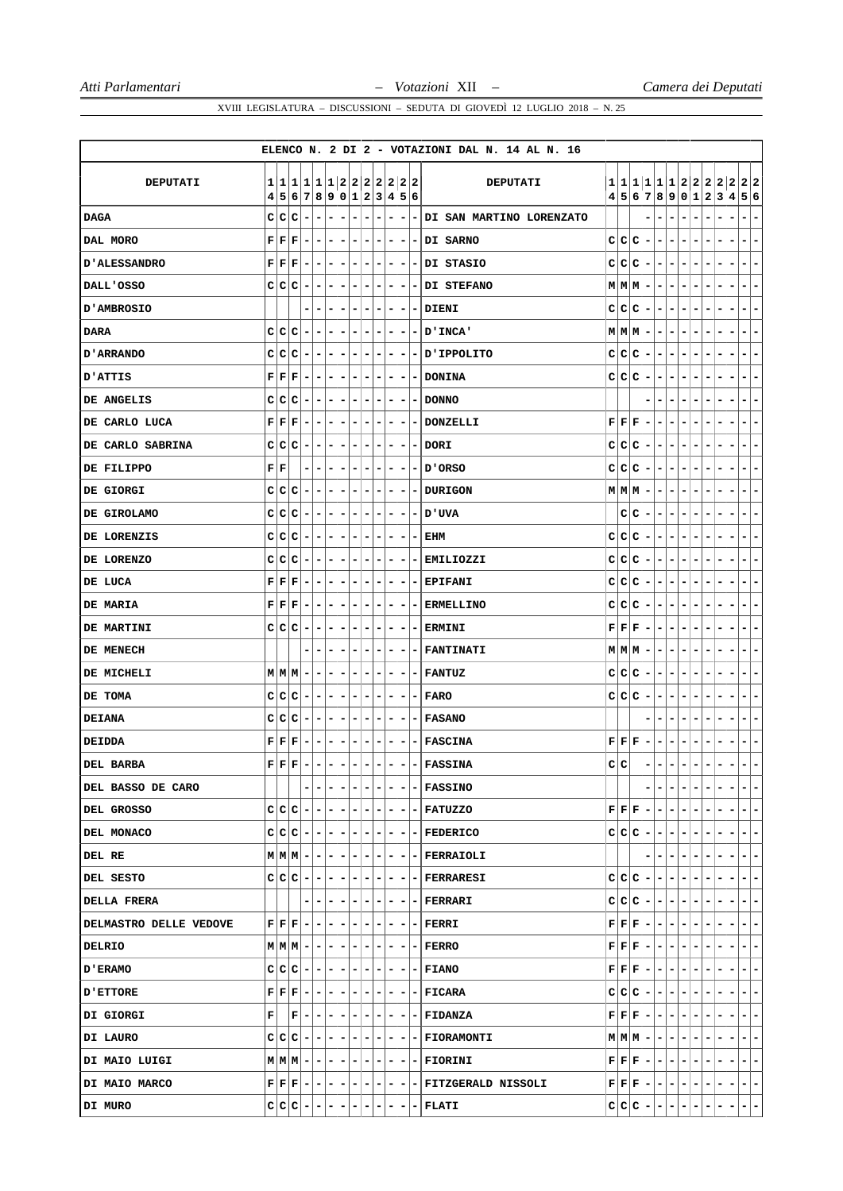ELENCO N. 2 DI 2 - VOTAZIONI DAL N. 14 AL N. 16

| DEPUTATI | 14 | 15 | 16 | 17 | 18 | 19 | 20 | 21 | 22 | 23 | 24 | 25 | 26 | DEPUTATI | 14 | 15 | 16 | 17 | 18 | 19 | 20 | 21 | 22 | 23 | 24 | 25 | 26 |
|---|---|---|---|---|---|---|---|---|---|---|---|---|---|---|---|---|---|---|---|---|---|---|---|---|---|---|---|
| DAGA | C | C | C | - | - | - | - | - | - | - | - | - | - | DI SAN MARTINO LORENZATO | | | | - | - | - | - | - | - | - | - | - | - |
| DAL MORO | F | F | F | - | - | - | - | - | - | - | - | - | - | DI SARNO | C | C | C | - | - | - | - | - | - | - | - | - | - |
| D'ALESSANDRO | F | F | F | - | - | - | - | - | - | - | - | - | - | DI STASIO | C | C | C | - | - | - | - | - | - | - | - | - | - |
| DALL'OSSO | C | C | C | - | - | - | - | - | - | - | - | - | - | DI STEFANO | M | M | M | - | - | - | - | - | - | - | - | - | - |
| D'AMBROSIO | | | | - | - | - | - | - | - | - | - | - | - | DIENI | C | C | C | - | - | - | - | - | - | - | - | - | - |
| DARA | C | C | C | - | - | - | - | - | - | - | - | - | - | D'INCA' | M | M | M | - | - | - | - | - | - | - | - | - | - |
| D'ARRANDO | C | C | C | - | - | - | - | - | - | - | - | - | - | D'IPPOLITO | C | C | C | - | - | - | - | - | - | - | - | - | - |
| D'ATTIS | F | F | F | - | - | - | - | - | - | - | - | - | - | DONINA | C | C | C | - | - | - | - | - | - | - | - | - | - |
| DE ANGELIS | C | C | C | - | - | - | - | - | - | - | - | - | - | DONNO | | | | - | - | - | - | - | - | - | - | - | - |
| DE CARLO LUCA | F | F | F | - | - | - | - | - | - | - | - | - | - | DONZELLI | F | F | F | - | - | - | - | - | - | - | - | - | - |
| DE CARLO SABRINA | C | C | C | - | - | - | - | - | - | - | - | - | - | DORI | C | C | C | - | - | - | - | - | - | - | - | - | - |
| DE FILIPPO | F | F | | - | - | - | - | - | - | - | - | - | - | D'ORSO | C | C | C | - | - | - | - | - | - | - | - | - | - |
| DE GIORGI | C | C | C | - | - | - | - | - | - | - | - | - | - | DURIGON | M | M | M | - | - | - | - | - | - | - | - | - | - |
| DE GIROLAMO | C | C | C | - | - | - | - | - | - | - | - | - | - | D'UVA | | C | C | - | - | - | - | - | - | - | - | - | - |
| DE LORENZIS | C | C | C | - | - | - | - | - | - | - | - | - | - | EHM | C | C | C | - | - | - | - | - | - | - | - | - | - |
| DE LORENZO | C | C | C | - | - | - | - | - | - | - | - | - | - | EMILIOZZI | C | C | C | - | - | - | - | - | - | - | - | - | - |
| DE LUCA | F | F | F | - | - | - | - | - | - | - | - | - | - | EPIFANI | C | C | C | - | - | - | - | - | - | - | - | - | - |
| DE MARIA | F | F | F | - | - | - | - | - | - | - | - | - | - | ERMELLINO | C | C | C | - | - | - | - | - | - | - | - | - | - |
| DE MARTINI | C | C | C | - | - | - | - | - | - | - | - | - | - | ERMINI | F | F | F | - | - | - | - | - | - | - | - | - | - |
| DE MENECH | | | | - | - | - | - | - | - | - | - | - | - | FANTINATI | M | M | M | - | - | - | - | - | - | - | - | - | - |
| DE MICHELI | M | M | M | - | - | - | - | - | - | - | - | - | - | FANTUZ | C | C | C | - | - | - | - | - | - | - | - | - | - |
| DE TOMA | C | C | C | - | - | - | - | - | - | - | - | - | - | FARO | C | C | C | - | - | - | - | - | - | - | - | - | - |
| DEIANA | C | C | C | - | - | - | - | - | - | - | - | - | - | FASANO | | | | - | - | - | - | - | - | - | - | - | - |
| DEIDDA | F | F | F | - | - | - | - | - | - | - | - | - | - | FASCINA | F | F | F | - | - | - | - | - | - | - | - | - | - |
| DEL BARBA | F | F | F | - | - | - | - | - | - | - | - | - | - | FASSINA | C | C | | - | - | - | - | - | - | - | - | - | - |
| DEL BASSO DE CARO | | | | - | - | - | - | - | - | - | - | - | - | FASSINO | | | | - | - | - | - | - | - | - | - | - | - |
| DEL GROSSO | C | C | C | - | - | - | - | - | - | - | - | - | - | FATUZZO | F | F | F | - | - | - | - | - | - | - | - | - | - |
| DEL MONACO | C | C | C | - | - | - | - | - | - | - | - | - | - | FEDERICO | C | C | C | - | - | - | - | - | - | - | - | - | - |
| DEL RE | M | M | M | - | - | - | - | - | - | - | - | - | - | FERRAIOLI | | | | - | - | - | - | - | - | - | - | - | - |
| DEL SESTO | C | C | C | - | - | - | - | - | - | - | - | - | - | FERRARESI | C | C | C | - | - | - | - | - | - | - | - | - | - |
| DELLA FRERA | | | | - | - | - | - | - | - | - | - | - | - | FERRARI | C | C | C | - | - | - | - | - | - | - | - | - | - |
| DELMASTRO DELLE VEDOVE | F | F | F | - | - | - | - | - | - | - | - | - | - | FERRI | F | F | F | - | - | - | - | - | - | - | - | - | - |
| DELRIO | M | M | M | - | - | - | - | - | - | - | - | - | - | FERRO | F | F | F | - | - | - | - | - | - | - | - | - | - |
| D'ERAMO | C | C | C | - | - | - | - | - | - | - | - | - | - | FIANO | F | F | F | - | - | - | - | - | - | - | - | - | - |
| D'ETTORE | F | F | F | - | - | - | - | - | - | - | - | - | - | FICARA | C | C | C | - | - | - | - | - | - | - | - | - | - |
| DI GIORGI | F | | F | - | - | - | - | - | - | - | - | - | - | FIDANZA | F | F | F | - | - | - | - | - | - | - | - | - | - |
| DI LAURO | C | C | C | - | - | - | - | - | - | - | - | - | - | FIORAMONTI | M | M | M | - | - | - | - | - | - | - | - | - | - |
| DI MAIO LUIGI | M | M | M | - | - | - | - | - | - | - | - | - | - | FIORINI | F | F | F | - | - | - | - | - | - | - | - | - | - |
| DI MAIO MARCO | F | F | F | - | - | - | - | - | - | - | - | - | - | FITZGERALD NISSOLI | F | F | F | - | - | - | - | - | - | - | - | - | - |
| DI MURO | C | C | C | - | - | - | - | - | - | - | - | - | - | FLATI | C | C | C | - | - | - | - | - | - | - | - | - | - |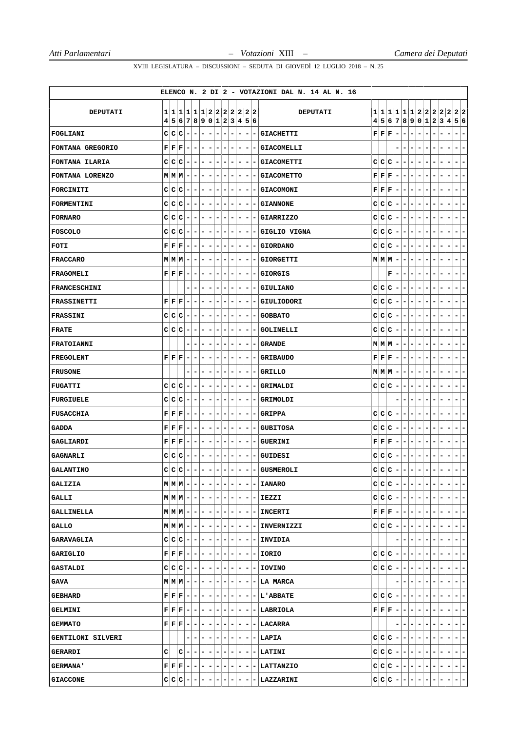XVIII LEGISLATURA – DISCUSSIONI – SEDUTA DI GIOVEDÌ 12 LUGLIO 2018 – N. 25

ELENCO N. 2 DI 2 - VOTAZIONI DAL N. 14 AL N. 16

| DEPUTATI | 14 | 15 | 16 | 17 | 18 | 19 | 20 | 21 | 22 | 23 | 24 | 25 | 26 | DEPUTATI | 14 | 15 | 16 | 17 | 18 | 19 | 20 | 21 | 22 | 23 | 24 | 25 | 26 |
|---|---|---|---|---|---|---|---|---|---|---|---|---|---|---|---|---|---|---|---|---|---|---|---|---|---|---|---|
| FOGLIANI | C | C | C | - | - | - | - | - | - | - | - | - | - | GIACHETTI | F | F | F | - | - | - | - | - | - | - | - | - | - |
| FONTANA GREGORIO | F | F | F | - | - | - | - | - | - | - | - | - | - | GIACOMELLI | | | | - | - | - | - | - | - | - | - | - | - |
| FONTANA ILARIA | C | C | C | - | - | - | - | - | - | - | - | - | - | GIACOMETTI | C | C | C | - | - | - | - | - | - | - | - | - | - |
| FONTANA LORENZO | M | M | M | - | - | - | - | - | - | - | - | - | - | GIACOMETTO | F | F | F | - | - | - | - | - | - | - | - | - | - |
| FORCINITI | C | C | C | - | - | - | - | - | - | - | - | - | - | GIACOMONI | F | F | F | - | - | - | - | - | - | - | - | - | - |
| FORMENTINI | C | C | C | - | - | - | - | - | - | - | - | - | - | GIANNONE | C | C | C | - | - | - | - | - | - | - | - | - | - |
| FORNARO | C | C | C | - | - | - | - | - | - | - | - | - | - | GIARRIZZO | C | C | C | - | - | - | - | - | - | - | - | - | - |
| FOSCOLO | C | C | C | - | - | - | - | - | - | - | - | - | - | GIGLIO VIGNA | C | C | C | - | - | - | - | - | - | - | - | - | - |
| FOTI | F | F | F | - | - | - | - | - | - | - | - | - | - | GIORDANO | C | C | C | - | - | - | - | - | - | - | - | - | - |
| FRACCARO | M | M | M | - | - | - | - | - | - | - | - | - | - | GIORGETTI | M | M | M | - | - | - | - | - | - | - | - | - | - |
| FRAGOMELI | F | F | F | - | - | - | - | - | - | - | - | - | - | GIORGIS | | | F | - | - | - | - | - | - | - | - | - | - |
| FRANCESCHINI | | | | - | - | - | - | - | - | - | - | - | - | GIULIANO | C | C | C | - | - | - | - | - | - | - | - | - | - |
| FRASSINETTI | F | F | F | - | - | - | - | - | - | - | - | - | - | GIULIODORI | C | C | C | - | - | - | - | - | - | - | - | - | - |
| FRASSINI | C | C | C | - | - | - | - | - | - | - | - | - | - | GOBBATO | C | C | C | - | - | - | - | - | - | - | - | - | - |
| FRATE | C | C | C | - | - | - | - | - | - | - | - | - | - | GOLINELLI | C | C | C | - | - | - | - | - | - | - | - | - | - |
| FRATOIANNI | | | | - | - | - | - | - | - | - | - | - | - | GRANDE | M | M | M | - | - | - | - | - | - | - | - | - | - |
| FREGOLENT | F | F | F | - | - | - | - | - | - | - | - | - | - | GRIBAUDO | F | F | F | - | - | - | - | - | - | - | - | - | - |
| FRUSONE | | | | - | - | - | - | - | - | - | - | - | - | GRILLO | M | M | M | - | - | - | - | - | - | - | - | - | - |
| FUGATTI | C | C | C | - | - | - | - | - | - | - | - | - | - | GRIMALDI | C | C | C | - | - | - | - | - | - | - | - | - | - |
| FURGIUELE | C | C | C | - | - | - | - | - | - | - | - | - | - | GRIMOLDI | | | | - | - | - | - | - | - | - | - | - | - |
| FUSACCHIA | F | F | F | - | - | - | - | - | - | - | - | - | - | GRIPPA | C | C | C | - | - | - | - | - | - | - | - | - | - |
| GADDA | F | F | F | - | - | - | - | - | - | - | - | - | - | GUBITOSA | C | C | C | - | - | - | - | - | - | - | - | - | - |
| GAGLIARDI | F | F | F | - | - | - | - | - | - | - | - | - | - | GUERINI | F | F | F | - | - | - | - | - | - | - | - | - | - |
| GAGNARLI | C | C | C | - | - | - | - | - | - | - | - | - | - | GUIDESI | C | C | C | - | - | - | - | - | - | - | - | - | - |
| GALANTINO | C | C | C | - | - | - | - | - | - | - | - | - | - | GUSMEROLI | C | C | C | - | - | - | - | - | - | - | - | - | - |
| GALIZIA | M | M | M | - | - | - | - | - | - | - | - | - | - | IANARO | C | C | C | - | - | - | - | - | - | - | - | - | - |
| GALLI | M | M | M | - | - | - | - | - | - | - | - | - | - | IEZZI | C | C | C | - | - | - | - | - | - | - | - | - | - |
| GALLINELLA | M | M | M | - | - | - | - | - | - | - | - | - | - | INCERTI | F | F | F | - | - | - | - | - | - | - | - | - | - |
| GALLO | M | M | M | - | - | - | - | - | - | - | - | - | - | INVERNIZZI | C | C | C | - | - | - | - | - | - | - | - | - | - |
| GARAVAGLIA | C | C | C | - | - | - | - | - | - | - | - | - | - | INVIDIA | | | | - | - | - | - | - | - | - | - | - | - |
| GARIGLIO | F | F | F | - | - | - | - | - | - | - | - | - | - | IORIO | C | C | C | - | - | - | - | - | - | - | - | - | - |
| GASTALDI | C | C | C | - | - | - | - | - | - | - | - | - | - | IOVINO | C | C | C | - | - | - | - | - | - | - | - | - | - |
| GAVA | M | M | M | - | - | - | - | - | - | - | - | - | - | LA MARCA | | | | - | - | - | - | - | - | - | - | - | - |
| GEBHARD | F | F | F | - | - | - | - | - | - | - | - | - | - | L'ABBATE | C | C | C | - | - | - | - | - | - | - | - | - | - |
| GELMINI | F | F | F | - | - | - | - | - | - | - | - | - | - | LABRIOLA | F | F | F | - | - | - | - | - | - | - | - | - | - |
| GEMMATO | F | F | F | - | - | - | - | - | - | - | - | - | - | LACARRA | | | | - | - | - | - | - | - | - | - | - | - |
| GENTILONI SILVERI | | | | - | - | - | - | - | - | - | - | - | - | LAPIA | C | C | C | - | - | - | - | - | - | - | - | - | - |
| GERARDI | C | | C | - | - | - | - | - | - | - | - | - | - | LATINI | C | C | C | - | - | - | - | - | - | - | - | - | - |
| GERMANA' | F | F | F | - | - | - | - | - | - | - | - | - | - | LATTANZIO | C | C | C | - | - | - | - | - | - | - | - | - | - |
| GIACCONE | C | C | C | - | - | - | - | - | - | - | - | - | - | LAZZARINI | C | C | C | - | - | - | - | - | - | - | - | - | - |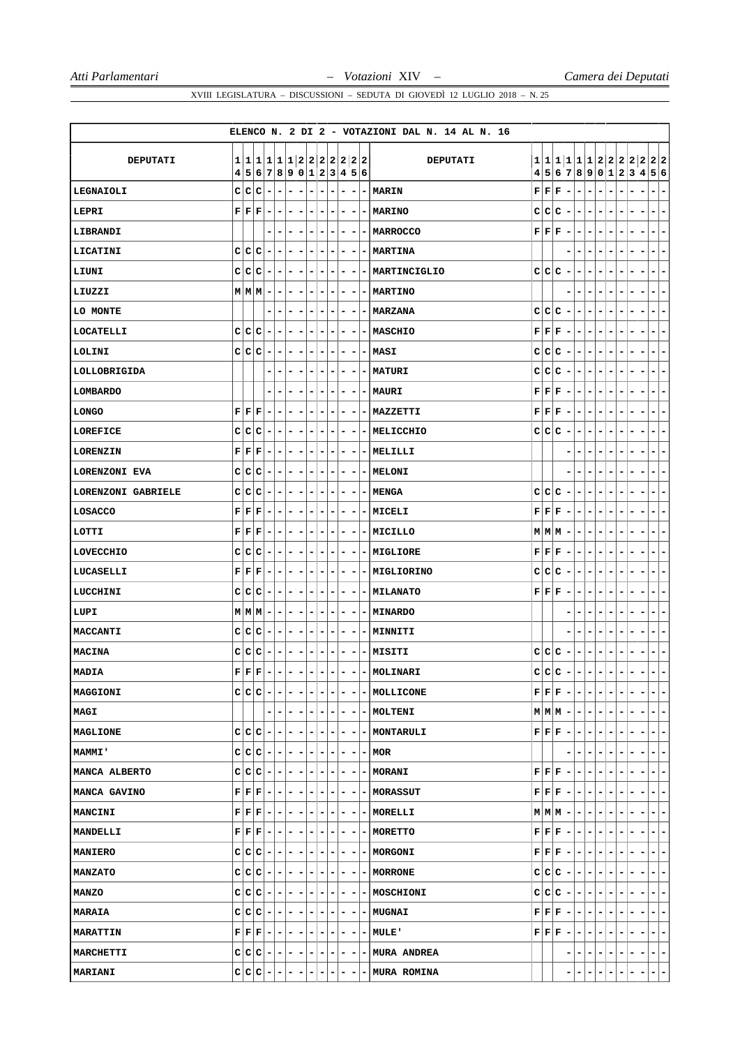XVIII LEGISLATURA – DISCUSSIONI – SEDUTA DI GIOVEDÌ 12 LUGLIO 2018 – N. 25

ELENCO N. 2 DI 2 - VOTAZIONI DAL N. 14 AL N. 16

| DEPUTATI | 14 | 15 | 16 | 17 | 18 | 19 | 20 | 21 | 22 | 23 | 24 | 25 | 26 | DEPUTATI | 14 | 15 | 16 | 17 | 18 | 19 | 20 | 21 | 22 | 23 | 24 | 25 | 26 |
|---|---|---|---|---|---|---|---|---|---|---|---|---|---|---|---|---|---|---|---|---|---|---|---|---|---|---|---|
| LEGNAIOLI | C | C | C | - | - | - | - | - | - | - | - | - | - | MARIN | F | F | F | - | - | - | - | - | - | - | - | - | - |
| LEPRI | F | F | F | - | - | - | - | - | - | - | - | - | - | MARINO | C | C | C | - | - | - | - | - | - | - | - | - | - |
| LIBRANDI | | | | - | - | - | - | - | - | - | - | - | - | MARROCCO | F | F | F | - | - | - | - | - | - | - | - | - | - |
| LICATINI | C | C | C | - | - | - | - | - | - | - | - | - | - | MARTINA | | | | - | - | - | - | - | - | - | - | - | - |
| LIUNI | C | C | C | - | - | - | - | - | - | - | - | - | - | MARTINCIGLIO | C | C | C | - | - | - | - | - | - | - | - | - | - |
| LIUZZI | M | M | M | - | - | - | - | - | - | - | - | - | - | MARTINO | | | | - | - | - | - | - | - | - | - | - | - |
| LO MONTE | | | | - | - | - | - | - | - | - | - | - | - | MARZANA | C | C | C | - | - | - | - | - | - | - | - | - | - |
| LOCATELLI | C | C | C | - | - | - | - | - | - | - | - | - | - | MASCHIO | F | F | F | - | - | - | - | - | - | - | - | - | - |
| LOLINI | C | C | C | - | - | - | - | - | - | - | - | - | - | MASI | C | C | C | - | - | - | - | - | - | - | - | - | - |
| LOLLOBRIGIDA | | | | - | - | - | - | - | - | - | - | - | - | MATURI | C | C | C | - | - | - | - | - | - | - | - | - | - |
| LOMBARDO | | | | - | - | - | - | - | - | - | - | - | - | MAURI | F | F | F | - | - | - | - | - | - | - | - | - | - |
| LONGO | F | F | F | - | - | - | - | - | - | - | - | - | - | MAZZETTI | F | F | F | - | - | - | - | - | - | - | - | - | - |
| LOREFICE | C | C | C | - | - | - | - | - | - | - | - | - | - | MELICCHIO | C | C | C | - | - | - | - | - | - | - | - | - | - |
| LORENZIN | F | F | F | - | - | - | - | - | - | - | - | - | - | MELILLI | | | | - | - | - | - | - | - | - | - | - | - |
| LORENZONI EVA | C | C | C | - | - | - | - | - | - | - | - | - | - | MELONI | | | | - | - | - | - | - | - | - | - | - | - |
| LORENZONI GABRIELE | C | C | C | - | - | - | - | - | - | - | - | - | - | MENGA | C | C | C | - | - | - | - | - | - | - | - | - | - |
| LOSACCO | F | F | F | - | - | - | - | - | - | - | - | - | - | MICELI | F | F | F | - | - | - | - | - | - | - | - | - | - |
| LOTTI | F | F | F | - | - | - | - | - | - | - | - | - | - | MICILLO | M | M | M | - | - | - | - | - | - | - | - | - | - |
| LOVECCHIO | C | C | C | - | - | - | - | - | - | - | - | - | - | MIGLIORE | F | F | F | - | - | - | - | - | - | - | - | - | - |
| LUCASELLI | F | F | F | - | - | - | - | - | - | - | - | - | - | MIGLIORINO | C | C | C | - | - | - | - | - | - | - | - | - | - |
| LUCCHINI | C | C | C | - | - | - | - | - | - | - | - | - | - | MILANATO | F | F | F | - | - | - | - | - | - | - | - | - | - |
| LUPI | M | M | M | - | - | - | - | - | - | - | - | - | - | MINARDO | | | | - | - | - | - | - | - | - | - | - | - |
| MACCANTI | C | C | C | - | - | - | - | - | - | - | - | - | - | MINNITI | | | | - | - | - | - | - | - | - | - | - | - |
| MACINA | C | C | C | - | - | - | - | - | - | - | - | - | - | MISITI | C | C | C | - | - | - | - | - | - | - | - | - | - |
| MADIA | F | F | F | - | - | - | - | - | - | - | - | - | - | MOLINARI | C | C | C | - | - | - | - | - | - | - | - | - | - |
| MAGGIONI | C | C | C | - | - | - | - | - | - | - | - | - | - | MOLLICONE | F | F | F | - | - | - | - | - | - | - | - | - | - |
| MAGI | | | | - | - | - | - | - | - | - | - | - | - | MOLTENI | M | M | M | - | - | - | - | - | - | - | - | - | - |
| MAGLIONE | C | C | C | - | - | - | - | - | - | - | - | - | - | MONTARULI | F | F | F | - | - | - | - | - | - | - | - | - | - |
| MAMMI' | C | C | C | - | - | - | - | - | - | - | - | - | - | MOR | | | | - | - | - | - | - | - | - | - | - | - |
| MANCA ALBERTO | C | C | C | - | - | - | - | - | - | - | - | - | - | MORANI | F | F | F | - | - | - | - | - | - | - | - | - | - |
| MANCA GAVINO | F | F | F | - | - | - | - | - | - | - | - | - | - | MORASSUT | F | F | F | - | - | - | - | - | - | - | - | - | - |
| MANCINI | F | F | F | - | - | - | - | - | - | - | - | - | - | MORELLI | M | M | M | - | - | - | - | - | - | - | - | - | - |
| MANDELLI | F | F | F | - | - | - | - | - | - | - | - | - | - | MORETTO | F | F | F | - | - | - | - | - | - | - | - | - | - |
| MANIERO | C | C | C | - | - | - | - | - | - | - | - | - | - | MORGONI | F | F | F | - | - | - | - | - | - | - | - | - | - |
| MANZATO | C | C | C | - | - | - | - | - | - | - | - | - | - | MORRONE | C | C | C | - | - | - | - | - | - | - | - | - | - |
| MANZO | C | C | C | - | - | - | - | - | - | - | - | - | - | MOSCHIONI | C | C | C | - | - | - | - | - | - | - | - | - | - |
| MARAIA | C | C | C | - | - | - | - | - | - | - | - | - | - | MUGNAI | F | F | F | - | - | - | - | - | - | - | - | - | - |
| MARATTIN | F | F | F | - | - | - | - | - | - | - | - | - | - | MULE' | F | F | F | - | - | - | - | - | - | - | - | - | - |
| MARCHETTI | C | C | C | - | - | - | - | - | - | - | - | - | - | MURA ANDREA | | | | - | - | - | - | - | - | - | - | - | - |
| MARIANI | C | C | C | - | - | - | - | - | - | - | - | - | - | MURA ROMINA | | | | - | - | - | - | - | - | - | - | - | - |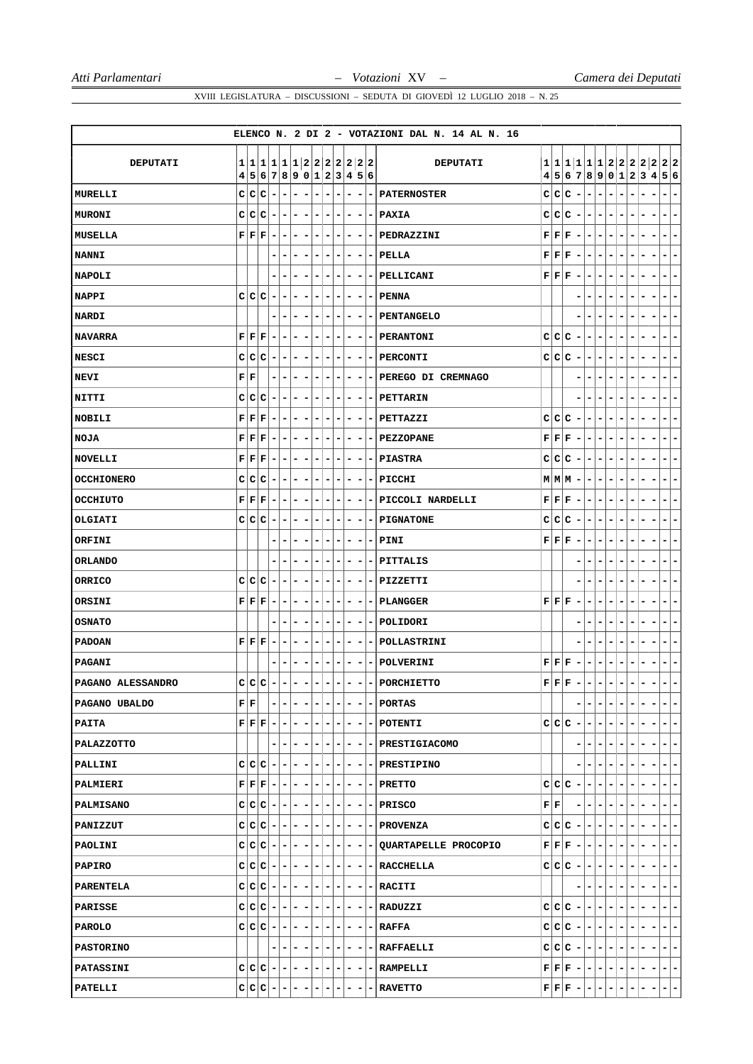ELENCO N. 2 DI 2 - VOTAZIONI DAL N. 14 AL N. 16

| DEPUTATI | 14 | 15 | 16 | 17 | 18 | 19 | 20 | 21 | 22 | 23 | 24 | 25 | 26 | DEPUTATI | 14 | 15 | 16 | 17 | 18 | 19 | 20 | 21 | 22 | 23 | 24 | 25 | 26 |
|---|---|---|---|---|---|---|---|---|---|---|---|---|---|---|---|---|---|---|---|---|---|---|---|---|---|---|---|
| MURELLI | C | C | C | - | - | - | - | - | - | - | - | - | - | PATERNOSTER | C | C | C | - | - | - | - | - | - | - | - | - | - |
| MURONI | C | C | C | - | - | - | - | - | - | - | - | - | - | PAXIA | C | C | C | - | - | - | - | - | - | - | - | - | - |
| MUSELLA | F | F | F | - | - | - | - | - | - | - | - | - | - | PEDRAZZINI | F | F | F | - | - | - | - | - | - | - | - | - | - |
| NANNI | | | | - | - | - | - | - | - | - | - | - | - | PELLA | F | F | F | - | - | - | - | - | - | - | - | - | - |
| NAPOLI | | | | - | - | - | - | - | - | - | - | - | - | PELLICANI | F | F | F | - | - | - | - | - | - | - | - | - | - |
| NAPPI | C | C | C | - | - | - | - | - | - | - | - | - | - | PENNA | | | | - | - | - | - | - | - | - | - | - | - |
| NARDI | | | | - | - | - | - | - | - | - | - | - | - | PENTANGELO | | | | - | - | - | - | - | - | - | - | - | - |
| NAVARRA | F | F | F | - | - | - | - | - | - | - | - | - | - | PERANTONI | C | C | C | - | - | - | - | - | - | - | - | - | - |
| NESCI | C | C | C | - | - | - | - | - | - | - | - | - | - | PERCONTI | C | C | C | - | - | - | - | - | - | - | - | - | - |
| NEVI | F | F | | - | - | - | - | - | - | - | - | - | - | PEREGO DI CREMNAGO | | | | - | - | - | - | - | - | - | - | - | - |
| NITTI | C | C | C | - | - | - | - | - | - | - | - | - | - | PETTARIN | | | | - | - | - | - | - | - | - | - | - | - |
| NOBILI | F | F | F | - | - | - | - | - | - | - | - | - | - | PETTAZZI | C | C | C | - | - | - | - | - | - | - | - | - | - |
| NOJA | F | F | F | - | - | - | - | - | - | - | - | - | - | PEZZOPANE | F | F | F | - | - | - | - | - | - | - | - | - | - |
| NOVELLI | F | F | F | - | - | - | - | - | - | - | - | - | - | PIASTRA | C | C | C | - | - | - | - | - | - | - | - | - | - |
| OCCHIONERO | C | C | C | - | - | - | - | - | - | - | - | - | - | PICCHI | M | M | M | - | - | - | - | - | - | - | - | - | - |
| OCCHIUTO | F | F | F | - | - | - | - | - | - | - | - | - | - | PICCOLI NARDELLI | F | F | F | - | - | - | - | - | - | - | - | - | - |
| OLGIATI | C | C | C | - | - | - | - | - | - | - | - | - | - | PIGNATONE | C | C | C | - | - | - | - | - | - | - | - | - | - |
| ORFINI | | | | - | - | - | - | - | - | - | - | - | - | PINI | F | F | F | - | - | - | - | - | - | - | - | - | - |
| ORLANDO | | | | - | - | - | - | - | - | - | - | - | - | PITTALIS | | | | - | - | - | - | - | - | - | - | - | - |
| ORRICO | C | C | C | - | - | - | - | - | - | - | - | - | - | PIZZETTI | | | | - | - | - | - | - | - | - | - | - | - |
| ORSINI | F | F | F | - | - | - | - | - | - | - | - | - | - | PLANGGER | F | F | F | - | - | - | - | - | - | - | - | - | - |
| OSNATO | | | | - | - | - | - | - | - | - | - | - | - | POLIDORI | | | | - | - | - | - | - | - | - | - | - | - |
| PADOAN | F | F | F | - | - | - | - | - | - | - | - | - | - | POLLASTRINI | | | | - | - | - | - | - | - | - | - | - | - |
| PAGANI | | | | - | - | - | - | - | - | - | - | - | - | POLVERINI | F | F | F | - | - | - | - | - | - | - | - | - | - |
| PAGANO ALESSANDRO | C | C | C | - | - | - | - | - | - | - | - | - | - | PORCHIETTO | F | F | F | - | - | - | - | - | - | - | - | - | - |
| PAGANO UBALDO | F | F | | - | - | - | - | - | - | - | - | - | - | PORTAS | | | | - | - | - | - | - | - | - | - | - | - |
| PAITA | F | F | F | - | - | - | - | - | - | - | - | - | - | POTENTI | C | C | C | - | - | - | - | - | - | - | - | - | - |
| PALAZZOTTO | | | | - | - | - | - | - | - | - | - | - | - | PRESTIGIACOMO | | | | - | - | - | - | - | - | - | - | - | - |
| PALLINI | C | C | C | - | - | - | - | - | - | - | - | - | - | PRESTIPINO | | | | - | - | - | - | - | - | - | - | - | - |
| PALMIERI | F | F | F | - | - | - | - | - | - | - | - | - | - | PRETTO | C | C | C | - | - | - | - | - | - | - | - | - | - |
| PALMISANO | C | C | C | - | - | - | - | - | - | - | - | - | - | PRISCO | F | F | | - | - | - | - | - | - | - | - | - | - |
| PANIZZUT | C | C | C | - | - | - | - | - | - | - | - | - | - | PROVENZA | C | C | C | - | - | - | - | - | - | - | - | - | - |
| PAOLINI | C | C | C | - | - | - | - | - | - | - | - | - | - | QUARTAPELLE PROCOPIO | F | F | F | - | - | - | - | - | - | - | - | - | - |
| PAPIRO | C | C | C | - | - | - | - | - | - | - | - | - | - | RACCHELLA | C | C | C | - | - | - | - | - | - | - | - | - | - |
| PARENTELA | C | C | C | - | - | - | - | - | - | - | - | - | - | RACITI | | | | - | - | - | - | - | - | - | - | - | - |
| PARISSE | C | C | C | - | - | - | - | - | - | - | - | - | - | RADUZZI | C | C | C | - | - | - | - | - | - | - | - | - | - |
| PAROLO | C | C | C | - | - | - | - | - | - | - | - | - | - | RAFFA | C | C | C | - | - | - | - | - | - | - | - | - | - |
| PASTORINO | | | | - | - | - | - | - | - | - | - | - | - | RAFFAELLI | C | C | C | - | - | - | - | - | - | - | - | - | - |
| PATASSINI | C | C | C | - | - | - | - | - | - | - | - | - | - | RAMPELLI | F | F | F | - | - | - | - | - | - | - | - | - | - |
| PATELLI | C | C | C | - | - | - | - | - | - | - | - | - | - | RAVETTO | F | F | F | - | - | - | - | - | - | - | - | - | - |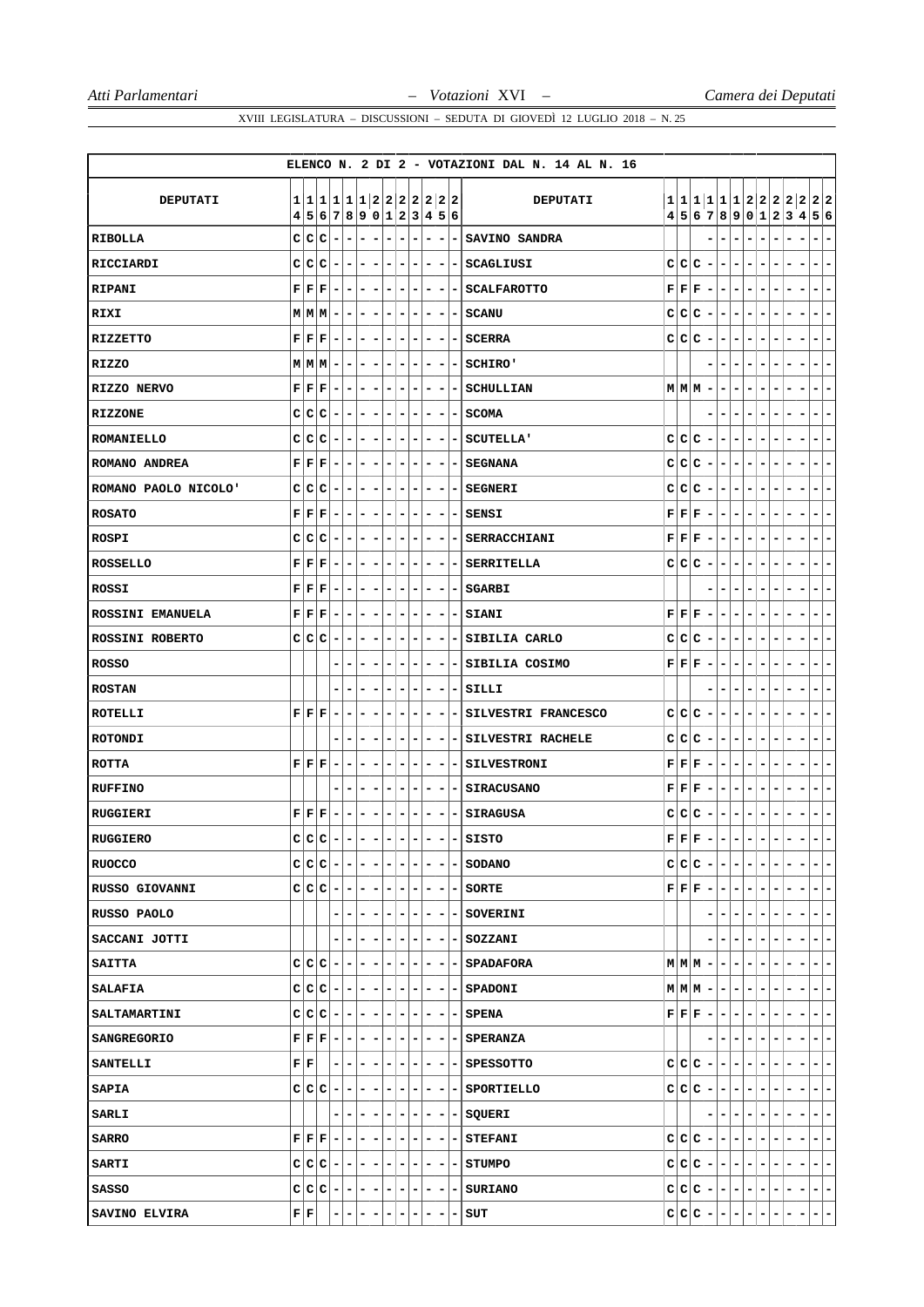ELENCO N. 2 DI 2 - VOTAZIONI DAL N. 14 AL N. 16

| DEPUTATI | 14 | 15 | 16 | 17 | 18 | 19 | 20 | 21 | 22 | 23 | 24 | 25 | 26 | DEPUTATI | 14 | 15 | 16 | 17 | 18 | 19 | 20 | 21 | 22 | 23 | 24 | 25 | 26 |
|---|---|---|---|---|---|---|---|---|---|---|---|---|---|---|---|---|---|---|---|---|---|---|---|---|---|---|---|
| RIBOLLA | C | C | C | - | - | - | - | - | - | - | - | - | - | SAVINO SANDRA | | | | - | - | - | - | - | - | - | - | - | - |
| RICCIARDI | C | C | C | - | - | - | - | - | - | - | - | - | - | SCAGLIUSI | C | C | C | - | - | - | - | - | - | - | - | - | - |
| RIPANI | F | F | F | - | - | - | - | - | - | - | - | - | - | SCALFAROTTO | F | F | F | - | - | - | - | - | - | - | - | - | - |
| RIXI | M | M | M | - | - | - | - | - | - | - | - | - | - | SCANU | C | C | C | - | - | - | - | - | - | - | - | - | - |
| RIZZETTO | F | F | F | - | - | - | - | - | - | - | - | - | - | SCERRA | C | C | C | - | - | - | - | - | - | - | - | - | - |
| RIZZO | M | M | M | - | - | - | - | - | - | - | - | - | - | SCHIRO' | | | | - | - | - | - | - | - | - | - | - | - |
| RIZZO NERVO | F | F | F | - | - | - | - | - | - | - | - | - | - | SCHULLIAN | M | M | M | - | - | - | - | - | - | - | - | - | - |
| RIZZONE | C | C | C | - | - | - | - | - | - | - | - | - | - | SCOMA | | | | - | - | - | - | - | - | - | - | - | - |
| ROMANIELLO | C | C | C | - | - | - | - | - | - | - | - | - | - | SCUTELLA' | C | C | C | - | - | - | - | - | - | - | - | - | - |
| ROMANO ANDREA | F | F | F | - | - | - | - | - | - | - | - | - | - | SEGNANA | C | C | C | - | - | - | - | - | - | - | - | - | - |
| ROMANO PAOLO NICOLO' | C | C | C | - | - | - | - | - | - | - | - | - | - | SEGNERI | C | C | C | - | - | - | - | - | - | - | - | - | - |
| ROSATO | F | F | F | - | - | - | - | - | - | - | - | - | - | SENSI | F | F | F | - | - | - | - | - | - | - | - | - | - |
| ROSPI | C | C | C | - | - | - | - | - | - | - | - | - | - | SERRACCHIANI | F | F | F | - | - | - | - | - | - | - | - | - | - |
| ROSSELLO | F | F | F | - | - | - | - | - | - | - | - | - | - | SERRITELLA | C | C | C | - | - | - | - | - | - | - | - | - | - |
| ROSSI | F | F | F | - | - | - | - | - | - | - | - | - | - | SGARBI | | | | - | - | - | - | - | - | - | - | - | - |
| ROSSINI EMANUELA | F | F | F | - | - | - | - | - | - | - | - | - | - | SIANI | F | F | F | - | - | - | - | - | - | - | - | - | - |
| ROSSINI ROBERTO | C | C | C | - | - | - | - | - | - | - | - | - | - | SIBILIA CARLO | C | C | C | - | - | - | - | - | - | - | - | - | - |
| ROSSO | | | | - | - | - | - | - | - | - | - | - | - | SIBILIA COSIMO | F | F | F | - | - | - | - | - | - | - | - | - | - |
| ROSTAN | | | | - | - | - | - | - | - | - | - | - | - | SILLI | | | | - | - | - | - | - | - | - | - | - | - |
| ROTELLI | F | F | F | - | - | - | - | - | - | - | - | - | - | SILVESTRI FRANCESCO | C | C | C | - | - | - | - | - | - | - | - | - | - |
| ROTONDI | | | | - | - | - | - | - | - | - | - | - | - | SILVESTRI RACHELE | C | C | C | - | - | - | - | - | - | - | - | - | - |
| ROTTA | F | F | F | - | - | - | - | - | - | - | - | - | - | SILVESTRONI | F | F | F | - | - | - | - | - | - | - | - | - | - |
| RUFFINO | | | | - | - | - | - | - | - | - | - | - | - | SIRACUSANO | F | F | F | - | - | - | - | - | - | - | - | - | - |
| RUGGIERI | F | F | F | - | - | - | - | - | - | - | - | - | - | SIRAGUSA | C | C | C | - | - | - | - | - | - | - | - | - | - |
| RUGGIERO | C | C | C | - | - | - | - | - | - | - | - | - | - | SISTO | F | F | F | - | - | - | - | - | - | - | - | - | - |
| RUOCCO | C | C | C | - | - | - | - | - | - | - | - | - | - | SODANO | C | C | C | - | - | - | - | - | - | - | - | - | - |
| RUSSO GIOVANNI | C | C | C | - | - | - | - | - | - | - | - | - | - | SORTE | F | F | F | - | - | - | - | - | - | - | - | - | - |
| RUSSO PAOLO | | | | - | - | - | - | - | - | - | - | - | - | SOVERINI | | | | - | - | - | - | - | - | - | - | - | - |
| SACCANI JOTTI | | | | - | - | - | - | - | - | - | - | - | - | SOZZANI | | | | - | - | - | - | - | - | - | - | - | - |
| SAITTA | C | C | C | - | - | - | - | - | - | - | - | - | - | SPADAFORA | M | M | M | - | - | - | - | - | - | - | - | - | - |
| SALAFIA | C | C | C | - | - | - | - | - | - | - | - | - | - | SPADONI | M | M | M | - | - | - | - | - | - | - | - | - | - |
| SALTAMARTINI | C | C | C | - | - | - | - | - | - | - | - | - | - | SPENA | F | F | F | - | - | - | - | - | - | - | - | - | - |
| SANGREGORIO | F | F | F | - | - | - | - | - | - | - | - | - | - | SPERANZA | | | | - | - | - | - | - | - | - | - | - | - |
| SANTELLI | F | F | | - | - | - | - | - | - | - | - | - | - | SPESSOTTO | C | C | C | - | - | - | - | - | - | - | - | - | - |
| SAPIA | C | C | C | - | - | - | - | - | - | - | - | - | - | SPORTIELLO | C | C | C | - | - | - | - | - | - | - | - | - | - |
| SARLI | | | | - | - | - | - | - | - | - | - | - | - | SQUERI | | | | - | - | - | - | - | - | - | - | - | - |
| SARRO | F | F | F | - | - | - | - | - | - | - | - | - | - | STEFANI | C | C | C | - | - | - | - | - | - | - | - | - | - |
| SARTI | C | C | C | - | - | - | - | - | - | - | - | - | - | STUMPO | C | C | C | - | - | - | - | - | - | - | - | - | - |
| SASSO | C | C | C | - | - | - | - | - | - | - | - | - | - | SURIANO | C | C | C | - | - | - | - | - | - | - | - | - | - |
| SAVINO ELVIRA | F | F | | - | - | - | - | - | - | - | - | - | - | SUT | C | C | C | - | - | - | - | - | - | - | - | - | - |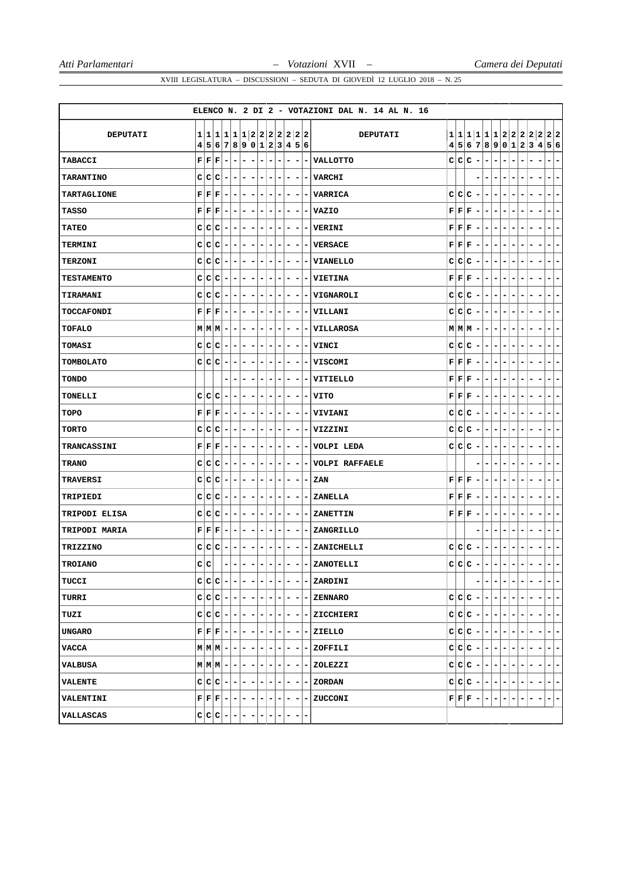XVIII LEGISLATURA – DISCUSSIONI – SEDUTA DI GIOVEDÌ 12 LUGLIO 2018 – N. 25

| ELENCO N. 2 DI 2 - VOTAZIONI DAL N. 14 AL N. 16 | | | | | | | | | | | | | | | | | | | | | | | | | | |
|---|---|---|---|---|---|---|---|---|---|---|---|---|---|---|---|---|---|---|---|---|---|---|---|---|---|---|
| DEPUTATI | 14 | 15 | 16 | 17 | 18 | 19 | 20 | 21 | 22 | 23 | 24 | 25 | 26 | DEPUTATI | 14 | 15 | 16 | 17 | 18 | 19 | 20 | 21 | 22 | 23 | 24 | 25 | 26 |
| TABACCI | F | F | F | - | - | - | - | - | - | - | - | - | - | VALLOTTO | C | C | C | - | - | - | - | - | - | - | - | - | - |
| TARANTINO | C | C | C | - | - | - | - | - | - | - | - | - | - | VARCHI | | | | - | - | - | - | - | - | - | - | - | - |
| TARTAGLIONE | F | F | F | - | - | - | - | - | - | - | - | - | - | VARRICA | C | C | C | - | - | - | - | - | - | - | - | - | - |
| TASSO | F | F | F | - | - | - | - | - | - | - | - | - | - | VAZIO | F | F | F | - | - | - | - | - | - | - | - | - | - |
| TATEO | C | C | C | - | - | - | - | - | - | - | - | - | - | VERINI | F | F | F | - | - | - | - | - | - | - | - | - | - |
| TERMINI | C | C | C | - | - | - | - | - | - | - | - | - | - | VERSACE | F | F | F | - | - | - | - | - | - | - | - | - | - |
| TERZONI | C | C | C | - | - | - | - | - | - | - | - | - | - | VIANELLO | C | C | C | - | - | - | - | - | - | - | - | - | - |
| TESTAMENTO | C | C | C | - | - | - | - | - | - | - | - | - | - | VIETINA | F | F | F | - | - | - | - | - | - | - | - | - | - |
| TIRAMANI | C | C | C | - | - | - | - | - | - | - | - | - | - | VIGNAROLI | C | C | C | - | - | - | - | - | - | - | - | - | - |
| TOCCAFONDI | F | F | F | - | - | - | - | - | - | - | - | - | - | VILLANI | C | C | C | - | - | - | - | - | - | - | - | - | - |
| TOFALO | M | M | M | - | - | - | - | - | - | - | - | - | - | VILLAROSA | M | M | M | - | - | - | - | - | - | - | - | - | - |
| TOMASI | C | C | C | - | - | - | - | - | - | - | - | - | - | VINCI | C | C | C | - | - | - | - | - | - | - | - | - | - |
| TOMBOLATO | C | C | C | - | - | - | - | - | - | - | - | - | - | VISCOMI | F | F | F | - | - | - | - | - | - | - | - | - | - |
| TONDO | | | | - | - | - | - | - | - | - | - | - | - | VITIELLO | F | F | F | - | - | - | - | - | - | - | - | - | - |
| TONELLI | C | C | C | - | - | - | - | - | - | - | - | - | - | VITO | F | F | F | - | - | - | - | - | - | - | - | - | - |
| TOPO | F | F | F | - | - | - | - | - | - | - | - | - | - | VIVIANI | C | C | C | - | - | - | - | - | - | - | - | - | - |
| TORTO | C | C | C | - | - | - | - | - | - | - | - | - | - | VIZZINI | C | C | C | - | - | - | - | - | - | - | - | - | - |
| TRANCASSINI | F | F | F | - | - | - | - | - | - | - | - | - | - | VOLPI LEDA | C | C | C | - | - | - | - | - | - | - | - | - | - |
| TRANO | C | C | C | - | - | - | - | - | - | - | - | - | - | VOLPI RAFFAELE | | | | - | - | - | - | - | - | - | - | - | - |
| TRAVERSI | C | C | C | - | - | - | - | - | - | - | - | - | - | ZAN | F | F | F | - | - | - | - | - | - | - | - | - | - |
| TRIPIEDI | C | C | C | - | - | - | - | - | - | - | - | - | - | ZANELLA | F | F | F | - | - | - | - | - | - | - | - | - | - |
| TRIPODI ELISA | C | C | C | - | - | - | - | - | - | - | - | - | - | ZANETTIN | F | F | F | - | - | - | - | - | - | - | - | - | - |
| TRIPODI MARIA | F | F | F | - | - | - | - | - | - | - | - | - | - | ZANGRILLO | | | | - | - | - | - | - | - | - | - | - | - |
| TRIZZINO | C | C | C | - | - | - | - | - | - | - | - | - | - | ZANICHELLI | C | C | C | - | - | - | - | - | - | - | - | - | - |
| TROIANO | C | C | | - | - | - | - | - | - | - | - | - | - | ZANOTELLI | C | C | C | - | - | - | - | - | - | - | - | - | - |
| TUCCI | C | C | C | - | - | - | - | - | - | - | - | - | - | ZARDINI | | | | - | - | - | - | - | - | - | - | - | - |
| TURRI | C | C | C | - | - | - | - | - | - | - | - | - | - | ZENNARO | C | C | C | - | - | - | - | - | - | - | - | - | - |
| TUZI | C | C | C | - | - | - | - | - | - | - | - | - | - | ZICCHIERI | C | C | C | - | - | - | - | - | - | - | - | - | - |
| UNGARO | F | F | F | - | - | - | - | - | - | - | - | - | - | ZIELLO | C | C | C | - | - | - | - | - | - | - | - | - | - |
| VACCA | M | M | M | - | - | - | - | - | - | - | - | - | - | ZOFFILI | C | C | C | - | - | - | - | - | - | - | - | - | - |
| VALBUSA | M | M | M | - | - | - | - | - | - | - | - | - | - | ZOLEZZI | C | C | C | - | - | - | - | - | - | - | - | - | - |
| VALENTE | C | C | C | - | - | - | - | - | - | - | - | - | - | ZORDAN | C | C | C | - | - | - | - | - | - | - | - | - | - |
| VALENTINI | F | F | F | - | - | - | - | - | - | - | - | - | - | ZUCCONI | F | F | F | - | - | - | - | - | - | - | - | - | - |
| VALLASCAS | C | C | C | - | - | - | - | - | - | - | - | - | - | | | | | | | | | | | | | | |